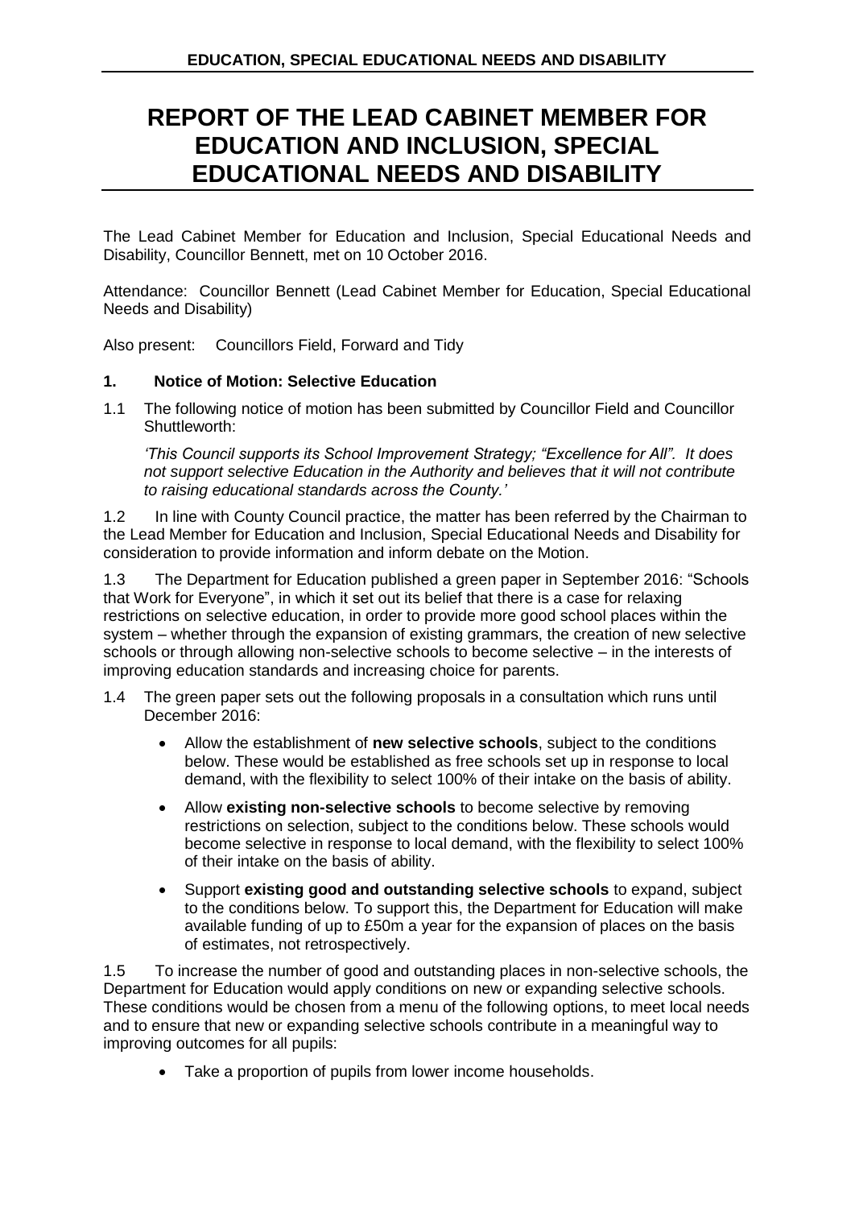# REPORT OF THE LEAD CABINET MEMBER FOR EDUCATION AND INCLUSION, SPECIAL EDUCATIONAL NEEDS AND DISABILITY

The Lead Cabinet Member for Education and Inclusion, Special Educational Needs and Disability, Councillor Bennett, met on 10 October 2016.

Attendance: Councillor Bennett (Lead Cabinet Member for Education, Special Educational Needs and Disability)

Also present: Councillors Field, Forward and Tidy

### 1. Notice of Motion: Selective Education

1.1 The following notice of motion has been submitted by Councillor Field and Councillor Shuttleworth:

*'This Council supports its School Improvement Strategy; "Excellence for All". It does not support selective Education in the Authority and believes that it will not contribute to raising educational standards across the County.'*

1.2 In line with County Council practice, the matter has been referred by the Chairman to the Lead Member for Education and Inclusion, Special Educational Needs and Disability for consideration to provide information and inform debate on the Motion.

1.3 The Department for Education published a green paper in September 2016: "Schools that Work for Everyone", in which it set out its belief that there is a case for relaxing restrictions on selective education, in order to provide more good school places within the system – whether through the expansion of existing grammars, the creation of new selective schools or through allowing non-selective schools to become selective – in the interests of improving education standards and increasing choice for parents.

1.4 The green paper sets out the following proposals in a consultation which runs until December 2016:

- Allow the establishment of **new selective schools**, subject to the conditions below. These would be established as free schools set up in response to local demand, with the flexibility to select 100% of their intake on the basis of ability.
- Allow **existing non-selective schools** to become selective by removing restrictions on selection, subject to the conditions below. These schools would become selective in response to local demand, with the flexibility to select 100% of their intake on the basis of ability.
- Support **existing good and outstanding selective schools** to expand, subject to the conditions below. To support this, the Department for Education will make available funding of up to £50m a year for the expansion of places on the basis of estimates, not retrospectively.

1.5 To increase the number of good and outstanding places in non-selective schools, the Department for Education would apply conditions on new or expanding selective schools. These conditions would be chosen from a menu of the following options, to meet local needs and to ensure that new or expanding selective schools contribute in a meaningful way to improving outcomes for all pupils:

- Take a proportion of pupils from lower income households.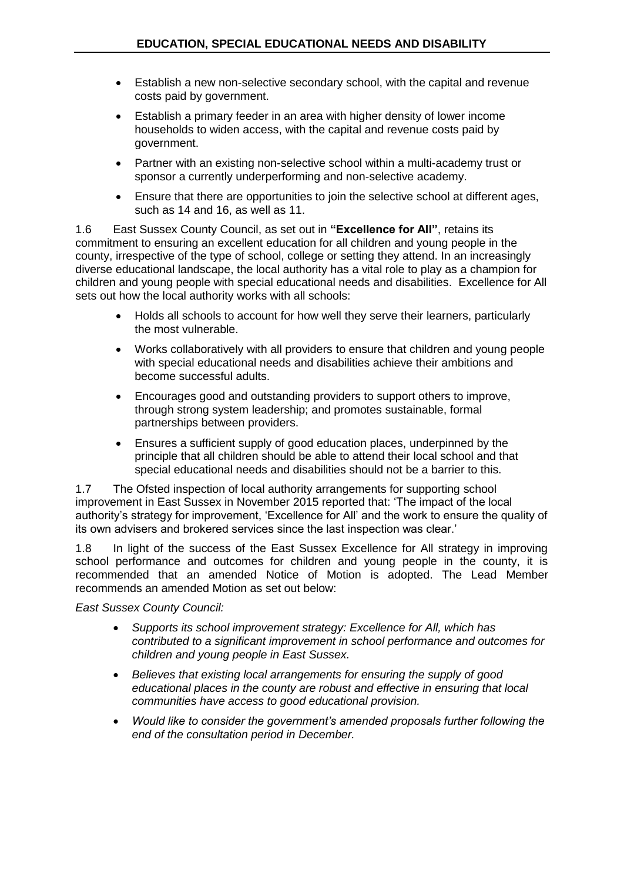- Establish a new non-selective secondary school, with the capital and revenue costs paid by government.
- Establish a primary feeder in an area with higher density of lower income households to widen access, with the capital and revenue costs paid by government.
- Partner with an existing non-selective school within a multi-academy trust or sponsor a currently underperforming and non-selective academy.
- Ensure that there are opportunities to join the selective school at different ages, such as 14 and 16, as well as 11.

1.6 East Sussex County Council, as set out in **"Excellence for All"**, retains its commitment to ensuring an excellent education for all children and young people in the county, irrespective of the type of school, college or setting they attend. In an increasingly diverse educational landscape, the local authority has a vital role to play as a champion for children and young people with special educational needs and disabilities. Excellence for All sets out how the local authority works with all schools:

- Holds all schools to account for how well they serve their learners, particularly the most vulnerable.
- Works collaboratively with all providers to ensure that children and young people with special educational needs and disabilities achieve their ambitions and become successful adults.
- Encourages good and outstanding providers to support others to improve, through strong system leadership; and promotes sustainable, formal partnerships between providers.
- Ensures a sufficient supply of good education places, underpinned by the principle that all children should be able to attend their local school and that special educational needs and disabilities should not be a barrier to this.

1.7 The Ofsted inspection of local authority arrangements for supporting school improvement in East Sussex in November 2015 reported that: 'The impact of the local authority's strategy for improvement, 'Excellence for All' and the work to ensure the quality of its own advisers and brokered services since the last inspection was clear.'

1.8 In light of the success of the East Sussex Excellence for All strategy in improving school performance and outcomes for children and young people in the county, it is recommended that an amended Notice of Motion is adopted. The Lead Member recommends an amended Motion as set out below:

*East Sussex County Council:*

- *Supports its school improvement strategy: Excellence for All, which has contributed to a significant improvement in school performance and outcomes for children and young people in East Sussex.*
- *Believes that existing local arrangements for ensuring the supply of good educational places in the county are robust and effective in ensuring that local communities have access to good educational provision.*
- *Would like to consider the government's amended proposals further following the end of the consultation period in December.*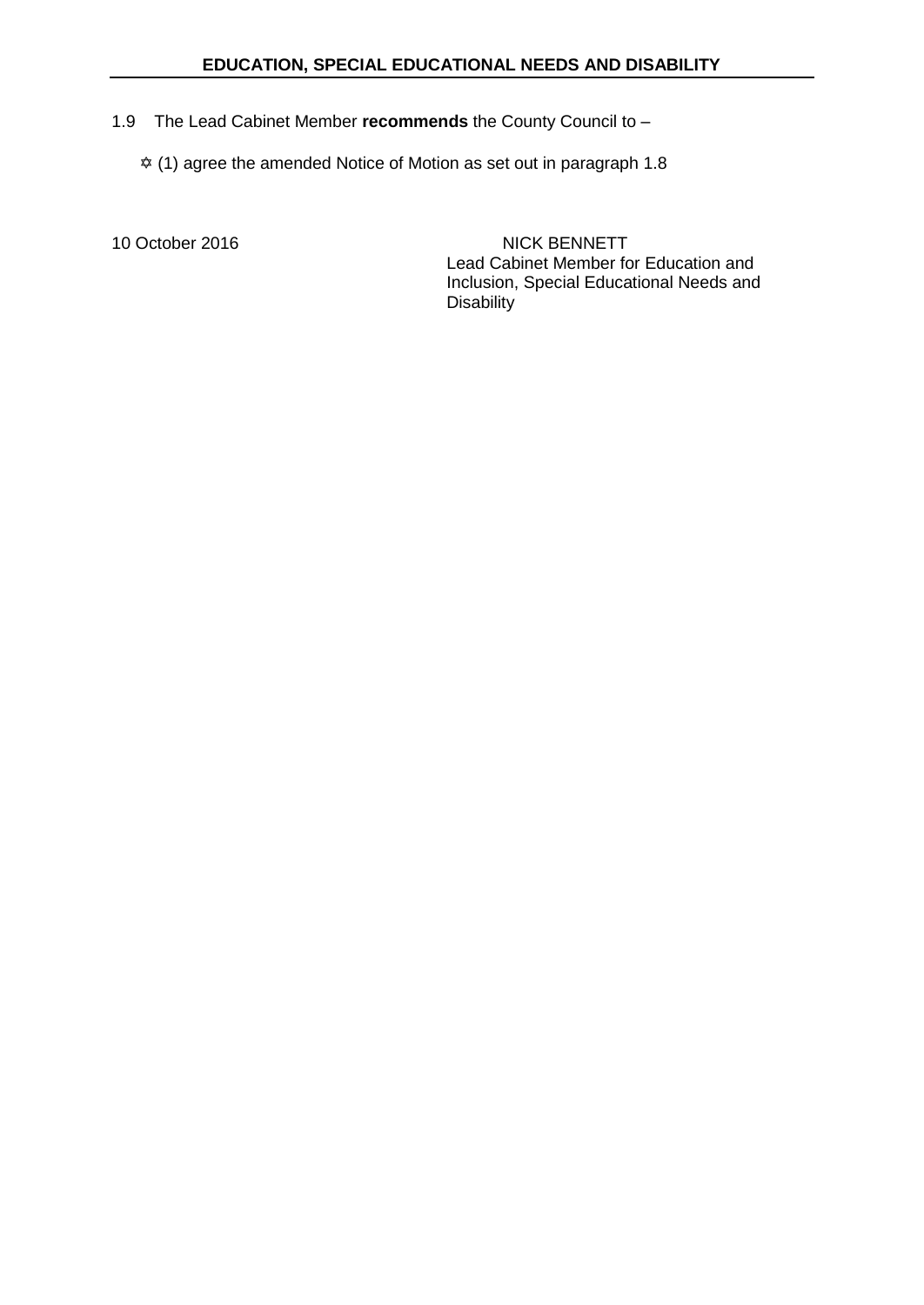1.9 The Lead Cabinet Member **recommends** the County Council to –

✡ (1) agree the amended Notice of Motion as set out in paragraph 1.8

10 October 2016

NICK BENNETT
Lead Cabinet Member for Education and Inclusion, Special Educational Needs and Disability